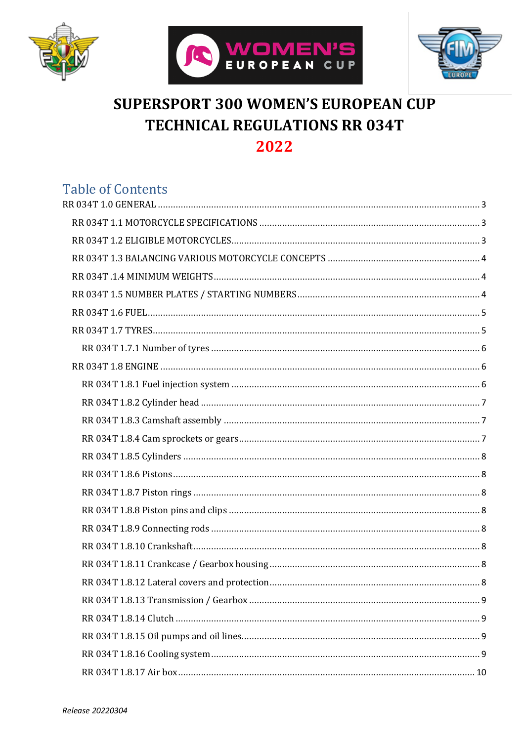# SUPERSPORT 300 WOMEN'S EUROPEAN CUP
# TECHNICAL REGULATIONS RR 034T
# 2022

## Table of Contents

RR 034T 1.0 GENERAL ........ 3

- RR 034T 1.1 MOTORCYCLE SPECIFICATIONS ........ 3
- RR 034T 1.2 ELIGIBLE MOTORCYCLES........ 3
- RR 034T 1.3 BALANCING VARIOUS MOTORCYCLE CONCEPTS ........ 4
- RR 034T .1.4 MINIMUM WEIGHTS........ 4
- RR 034T 1.5 NUMBER PLATES / STARTING NUMBERS........ 4
- RR 034T 1.6 FUEL........ 5
- RR 034T 1.7 TYRES........ 5
  - RR 034T 1.7.1 Number of tyres ........ 6
- RR 034T 1.8 ENGINE ........ 6
  - RR 034T 1.8.1 Fuel injection system ........ 6
  - RR 034T 1.8.2 Cylinder head ........ 7
  - RR 034T 1.8.3 Camshaft assembly ........ 7
  - RR 034T 1.8.4 Cam sprockets or gears........ 7
  - RR 034T 1.8.5 Cylinders ........ 8
  - RR 034T 1.8.6 Pistons........ 8
  - RR 034T 1.8.7 Piston rings ........ 8
  - RR 034T 1.8.8 Piston pins and clips ........ 8
  - RR 034T 1.8.9 Connecting rods ........ 8
  - RR 034T 1.8.10 Crankshaft........ 8
  - RR 034T 1.8.11 Crankcase / Gearbox housing........ 8
  - RR 034T 1.8.12 Lateral covers and protection........ 8
  - RR 034T 1.8.13 Transmission / Gearbox ........ 9
  - RR 034T 1.8.14 Clutch ........ 9
  - RR 034T 1.8.15 Oil pumps and oil lines........ 9
  - RR 034T 1.8.16 Cooling system........ 9
  - RR 034T 1.8.17 Air box........ 10

*Release 20220304*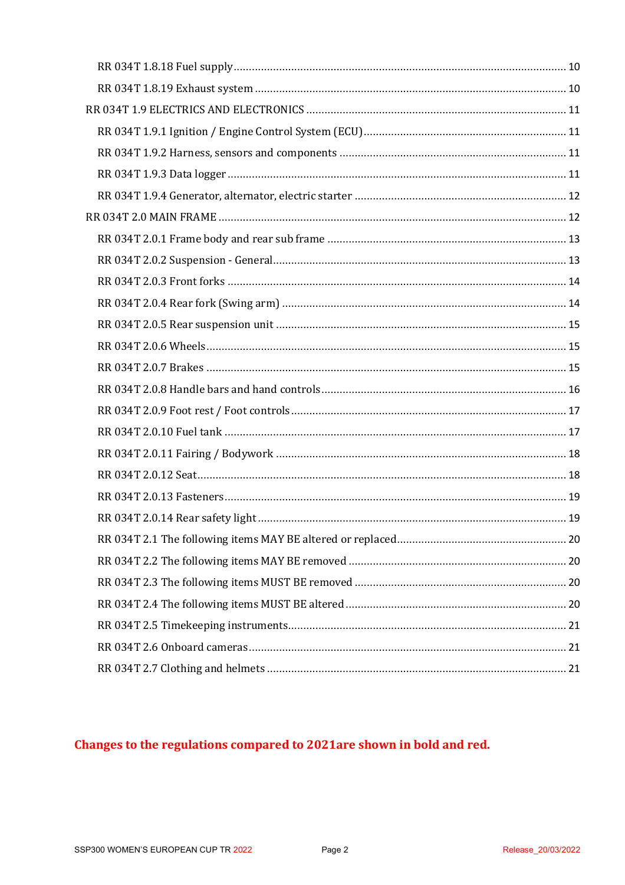RR 034T 1.8.18 Fuel supply ........................................................................................................ 10

RR 034T 1.8.19 Exhaust system ................................................................................................ 10

RR 034T 1.9 ELECTRICS AND ELECTRONICS ............................................................................... 11

RR 034T 1.9.1 Ignition / Engine Control System (ECU) ............................................................. 11

RR 034T 1.9.2 Harness, sensors and components ..................................................................... 11

RR 034T 1.9.3 Data logger ........................................................................................................ 11

RR 034T 1.9.4 Generator, alternator, electric starter ................................................................ 12

RR 034T 2.0 MAIN FRAME ........................................................................................................... 12

RR 034T 2.0.1 Frame body and rear sub frame ......................................................................... 13

RR 034T 2.0.2 Suspension - General .......................................................................................... 13

RR 034T 2.0.3 Front forks .......................................................................................................... 14

RR 034T 2.0.4 Rear fork (Swing arm) ......................................................................................... 14

RR 034T 2.0.5 Rear suspension unit .......................................................................................... 15

RR 034T 2.0.6 Wheels ................................................................................................................ 15

RR 034T 2.0.7 Brakes ................................................................................................................. 15

RR 034T 2.0.8 Handle bars and hand controls ........................................................................... 16

RR 034T 2.0.9 Foot rest / Foot controls ..................................................................................... 17

RR 034T 2.0.10 Fuel tank ........................................................................................................... 17

RR 034T 2.0.11 Fairing / Bodywork ........................................................................................... 18

RR 034T 2.0.12 Seat ................................................................................................................... 18

RR 034T 2.0.13 Fasteners .......................................................................................................... 19

RR 034T 2.0.14 Rear safety light ................................................................................................ 19

RR 034T 2.1 The following items MAY BE altered or replaced ................................................... 20

RR 034T 2.2 The following items MAY BE removed ................................................................... 20

RR 034T 2.3 The following items MUST BE removed ................................................................. 20

RR 034T 2.4 The following items MUST BE altered .................................................................... 20

RR 034T 2.5 Timekeeping instruments ....................................................................................... 21

RR 034T 2.6 Onboard cameras ................................................................................................... 21

RR 034T 2.7 Clothing and helmets ............................................................................................. 21

**Changes to the regulations compared to 2021are shown in bold and red.**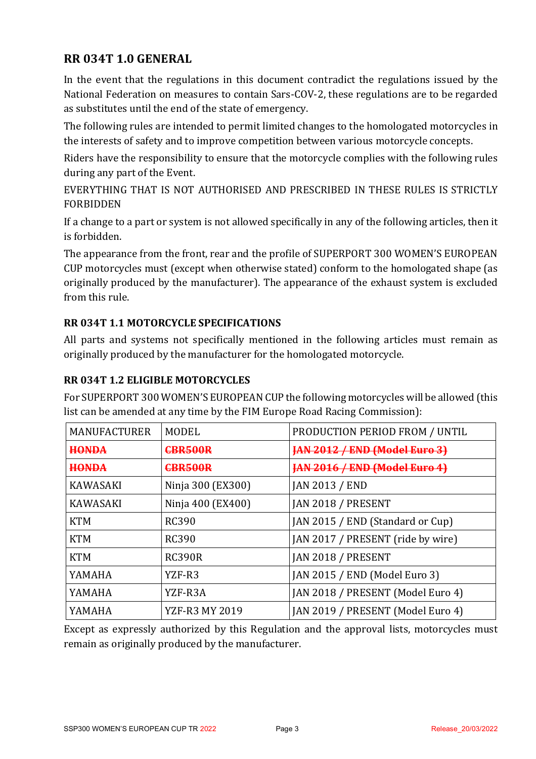## RR 034T 1.0 GENERAL

In the event that the regulations in this document contradict the regulations issued by the National Federation on measures to contain Sars-COV-2, these regulations are to be regarded as substitutes until the end of the state of emergency.

The following rules are intended to permit limited changes to the homologated motorcycles in the interests of safety and to improve competition between various motorcycle concepts.

Riders have the responsibility to ensure that the motorcycle complies with the following rules during any part of the Event.

EVERYTHING THAT IS NOT AUTHORISED AND PRESCRIBED IN THESE RULES IS STRICTLY FORBIDDEN

If a change to a part or system is not allowed specifically in any of the following articles, then it is forbidden.

The appearance from the front, rear and the profile of SUPERPORT 300 WOMEN'S EUROPEAN CUP motorcycles must (except when otherwise stated) conform to the homologated shape (as originally produced by the manufacturer). The appearance of the exhaust system is excluded from this rule.

### RR 034T 1.1 MOTORCYCLE SPECIFICATIONS

All parts and systems not specifically mentioned in the following articles must remain as originally produced by the manufacturer for the homologated motorcycle.

### RR 034T 1.2 ELIGIBLE MOTORCYCLES

For SUPERPORT 300 WOMEN'S EUROPEAN CUP the following motorcycles will be allowed (this list can be amended at any time by the FIM Europe Road Racing Commission):

| MANUFACTURER | MODEL | PRODUCTION PERIOD FROM / UNTIL |
|---|---|---|
| ~~HONDA~~ | ~~CBR500R~~ | ~~JAN 2012 / END (Model Euro 3)~~ |
| ~~HONDA~~ | ~~CBR500R~~ | ~~JAN 2016 / END (Model Euro 4)~~ |
| KAWASAKI | Ninja 300 (EX300) | JAN 2013 / END |
| KAWASAKI | Ninja 400 (EX400) | JAN 2018 / PRESENT |
| KTM | RC390 | JAN 2015 / END (Standard or Cup) |
| KTM | RC390 | JAN 2017 / PRESENT (ride by wire) |
| KTM | RC390R | JAN 2018 / PRESENT |
| YAMAHA | YZF-R3 | JAN 2015 / END (Model Euro 3) |
| YAMAHA | YZF-R3A | JAN 2018 / PRESENT (Model Euro 4) |
| YAMAHA | YZF-R3 MY 2019 | JAN 2019 / PRESENT (Model Euro 4) |

Except as expressly authorized by this Regulation and the approval lists, motorcycles must remain as originally produced by the manufacturer.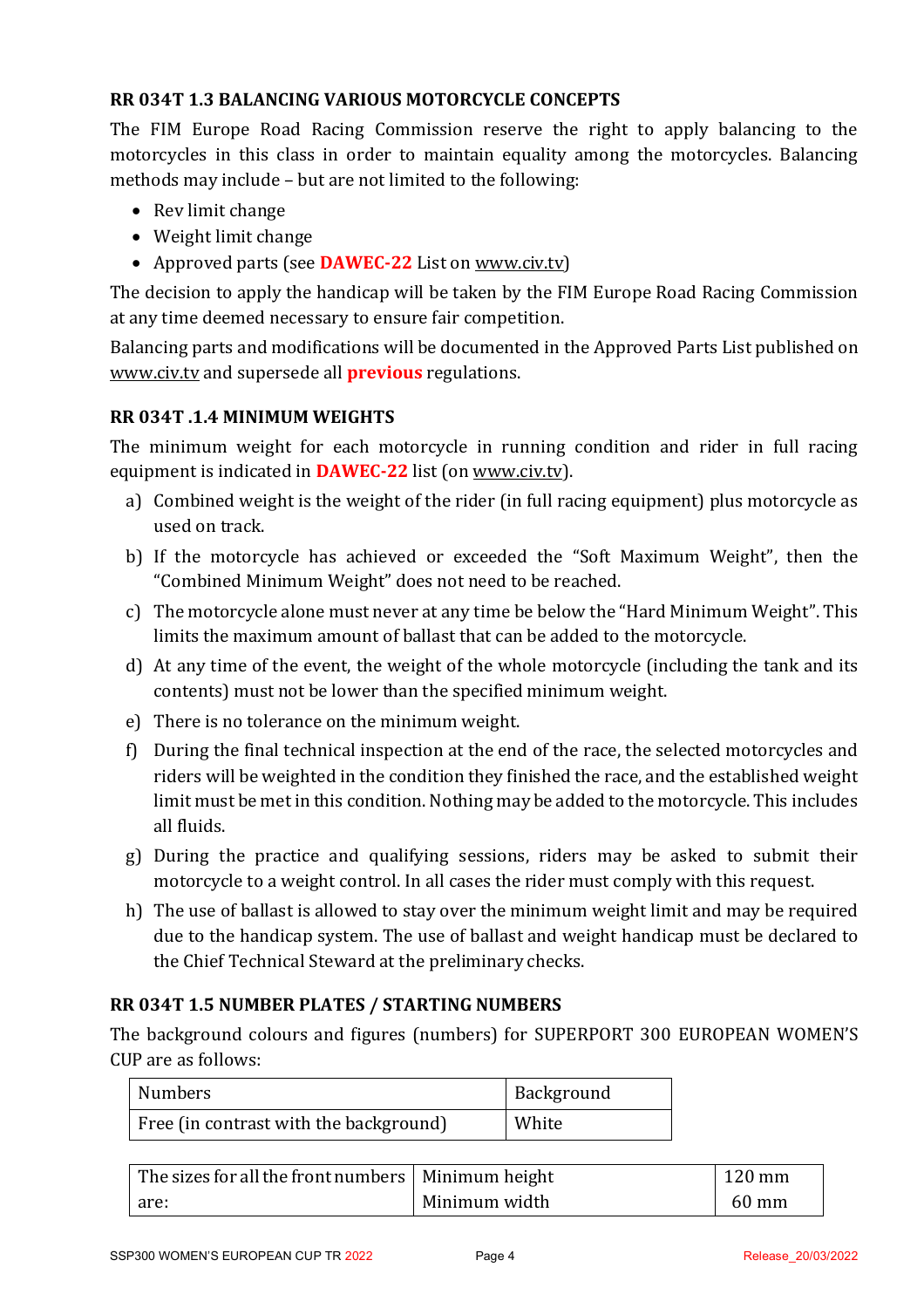### RR 034T 1.3 BALANCING VARIOUS MOTORCYCLE CONCEPTS

The FIM Europe Road Racing Commission reserve the right to apply balancing to the motorcycles in this class in order to maintain equality among the motorcycles. Balancing methods may include – but are not limited to the following:

- Rev limit change
- Weight limit change
- Approved parts (see **DAWEC-22** List on www.civ.tv)

The decision to apply the handicap will be taken by the FIM Europe Road Racing Commission at any time deemed necessary to ensure fair competition.

Balancing parts and modifications will be documented in the Approved Parts List published on www.civ.tv and supersede all **previous** regulations.

### RR 034T .1.4 MINIMUM WEIGHTS

The minimum weight for each motorcycle in running condition and rider in full racing equipment is indicated in **DAWEC-22** list (on www.civ.tv).

a) Combined weight is the weight of the rider (in full racing equipment) plus motorcycle as used on track.

b) If the motorcycle has achieved or exceeded the “Soft Maximum Weight”, then the “Combined Minimum Weight” does not need to be reached.

c) The motorcycle alone must never at any time be below the “Hard Minimum Weight”. This limits the maximum amount of ballast that can be added to the motorcycle.

d) At any time of the event, the weight of the whole motorcycle (including the tank and its contents) must not be lower than the specified minimum weight.

e) There is no tolerance on the minimum weight.

f) During the final technical inspection at the end of the race, the selected motorcycles and riders will be weighted in the condition they finished the race, and the established weight limit must be met in this condition. Nothing may be added to the motorcycle. This includes all fluids.

g) During the practice and qualifying sessions, riders may be asked to submit their motorcycle to a weight control. In all cases the rider must comply with this request.

h) The use of ballast is allowed to stay over the minimum weight limit and may be required due to the handicap system. The use of ballast and weight handicap must be declared to the Chief Technical Steward at the preliminary checks.

### RR 034T 1.5 NUMBER PLATES / STARTING NUMBERS

The background colours and figures (numbers) for SUPERPORT 300 EUROPEAN WOMEN’S CUP are as follows:

| Numbers | Background |
|---|---|
| Free (in contrast with the background) | White |

| | | |
|---|---|---|
| The sizes for all the front numbers are: | Minimum height | 120 mm |
| | Minimum width | 60 mm |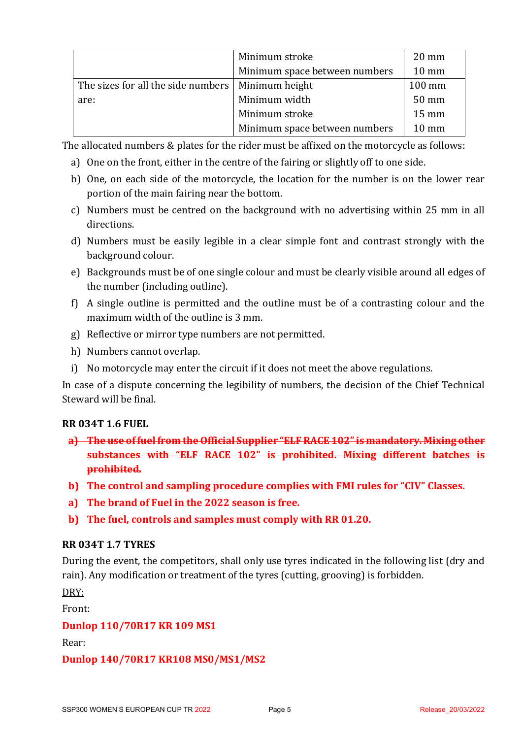| | | |
|---|---|---|
| | Minimum stroke | 20 mm |
| | Minimum space between numbers | 10 mm |
| The sizes for all the side numbers are: | Minimum height | 100 mm |
| | Minimum width | 50 mm |
| | Minimum stroke | 15 mm |
| | Minimum space between numbers | 10 mm |

The allocated numbers & plates for the rider must be affixed on the motorcycle as follows:

a) One on the front, either in the centre of the fairing or slightly off to one side.

b) One, on each side of the motorcycle, the location for the number is on the lower rear portion of the main fairing near the bottom.

c) Numbers must be centred on the background with no advertising within 25 mm in all directions.

d) Numbers must be easily legible in a clear simple font and contrast strongly with the background colour.

e) Backgrounds must be of one single colour and must be clearly visible around all edges of the number (including outline).

f) A single outline is permitted and the outline must be of a contrasting colour and the maximum width of the outline is 3 mm.

g) Reflective or mirror type numbers are not permitted.

h) Numbers cannot overlap.

i) No motorcycle may enter the circuit if it does not meet the above regulations.

In case of a dispute concerning the legibility of numbers, the decision of the Chief Technical Steward will be final.

### RR 034T 1.6 FUEL

~~**a) The use of fuel from the Official Supplier "ELF RACE 102" is mandatory. Mixing other substances with "ELF RACE 102" is prohibited. Mixing different batches is prohibited.**~~

~~**b) The control and sampling procedure complies with FMI rules for "CIV" Classes.**~~

**a) The brand of Fuel in the 2022 season is free.**

**b) The fuel, controls and samples must comply with RR 01.20.**

### RR 034T 1.7 TYRES

During the event, the competitors, shall only use tyres indicated in the following list (dry and rain). Any modification or treatment of the tyres (cutting, grooving) is forbidden.

DRY:

Front:

**Dunlop 110/70R17 KR 109 MS1**

Rear:

**Dunlop 140/70R17 KR108 MS0/MS1/MS2**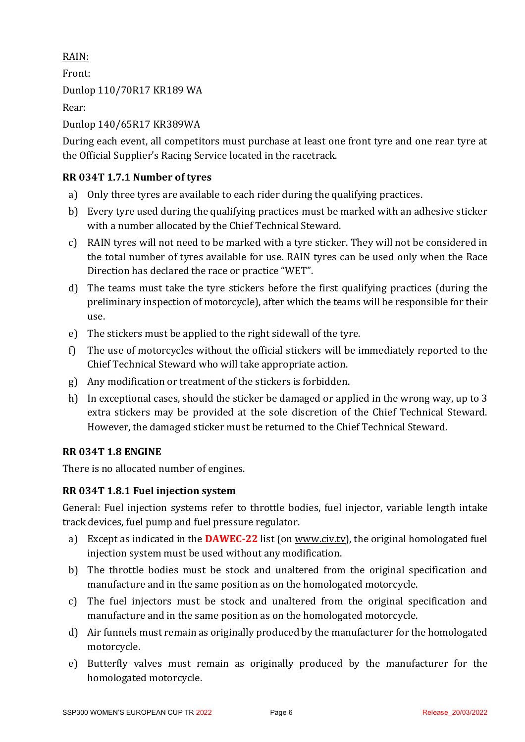RAIN:

Front:

Dunlop 110/70R17 KR189 WA

Rear:

Dunlop 140/65R17 KR389WA

During each event, all competitors must purchase at least one front tyre and one rear tyre at the Official Supplier's Racing Service located in the racetrack.

### RR 034T 1.7.1 Number of tyres

a) Only three tyres are available to each rider during the qualifying practices.

b) Every tyre used during the qualifying practices must be marked with an adhesive sticker with a number allocated by the Chief Technical Steward.

c) RAIN tyres will not need to be marked with a tyre sticker. They will not be considered in the total number of tyres available for use. RAIN tyres can be used only when the Race Direction has declared the race or practice "WET".

d) The teams must take the tyre stickers before the first qualifying practices (during the preliminary inspection of motorcycle), after which the teams will be responsible for their use.

e) The stickers must be applied to the right sidewall of the tyre.

f) The use of motorcycles without the official stickers will be immediately reported to the Chief Technical Steward who will take appropriate action.

g) Any modification or treatment of the stickers is forbidden.

h) In exceptional cases, should the sticker be damaged or applied in the wrong way, up to 3 extra stickers may be provided at the sole discretion of the Chief Technical Steward. However, the damaged sticker must be returned to the Chief Technical Steward.

### RR 034T 1.8 ENGINE

There is no allocated number of engines.

### RR 034T 1.8.1 Fuel injection system

General: Fuel injection systems refer to throttle bodies, fuel injector, variable length intake track devices, fuel pump and fuel pressure regulator.

a) Except as indicated in the **DAWEC-22** list (on www.civ.tv), the original homologated fuel injection system must be used without any modification.

b) The throttle bodies must be stock and unaltered from the original specification and manufacture and in the same position as on the homologated motorcycle.

c) The fuel injectors must be stock and unaltered from the original specification and manufacture and in the same position as on the homologated motorcycle.

d) Air funnels must remain as originally produced by the manufacturer for the homologated motorcycle.

e) Butterfly valves must remain as originally produced by the manufacturer for the homologated motorcycle.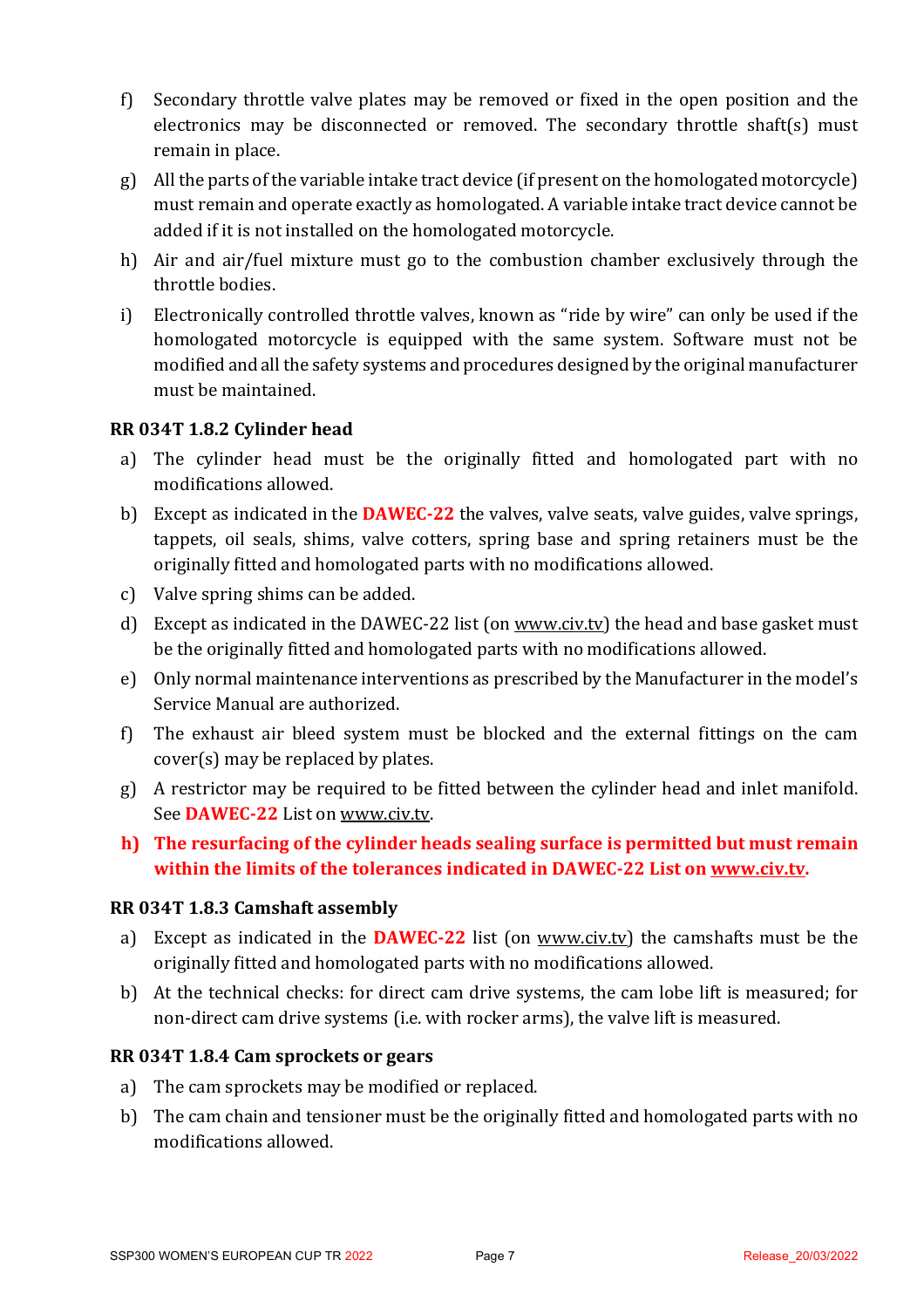f) Secondary throttle valve plates may be removed or fixed in the open position and the electronics may be disconnected or removed. The secondary throttle shaft(s) must remain in place.

g) All the parts of the variable intake tract device (if present on the homologated motorcycle) must remain and operate exactly as homologated. A variable intake tract device cannot be added if it is not installed on the homologated motorcycle.

h) Air and air/fuel mixture must go to the combustion chamber exclusively through the throttle bodies.

i) Electronically controlled throttle valves, known as "ride by wire" can only be used if the homologated motorcycle is equipped with the same system. Software must not be modified and all the safety systems and procedures designed by the original manufacturer must be maintained.

### RR 034T 1.8.2 Cylinder head

a) The cylinder head must be the originally fitted and homologated part with no modifications allowed.

b) Except as indicated in the **DAWEC-22** the valves, valve seats, valve guides, valve springs, tappets, oil seals, shims, valve cotters, spring base and spring retainers must be the originally fitted and homologated parts with no modifications allowed.

c) Valve spring shims can be added.

d) Except as indicated in the DAWEC-22 list (on www.civ.tv) the head and base gasket must be the originally fitted and homologated parts with no modifications allowed.

e) Only normal maintenance interventions as prescribed by the Manufacturer in the model's Service Manual are authorized.

f) The exhaust air bleed system must be blocked and the external fittings on the cam cover(s) may be replaced by plates.

g) A restrictor may be required to be fitted between the cylinder head and inlet manifold. See **DAWEC-22** List on www.civ.tv.

**h) The resurfacing of the cylinder heads sealing surface is permitted but must remain within the limits of the tolerances indicated in DAWEC-22 List on www.civ.tv.**

### RR 034T 1.8.3 Camshaft assembly

a) Except as indicated in the **DAWEC-22** list (on www.civ.tv) the camshafts must be the originally fitted and homologated parts with no modifications allowed.

b) At the technical checks: for direct cam drive systems, the cam lobe lift is measured; for non-direct cam drive systems (i.e. with rocker arms), the valve lift is measured.

### RR 034T 1.8.4 Cam sprockets or gears

a) The cam sprockets may be modified or replaced.

b) The cam chain and tensioner must be the originally fitted and homologated parts with no modifications allowed.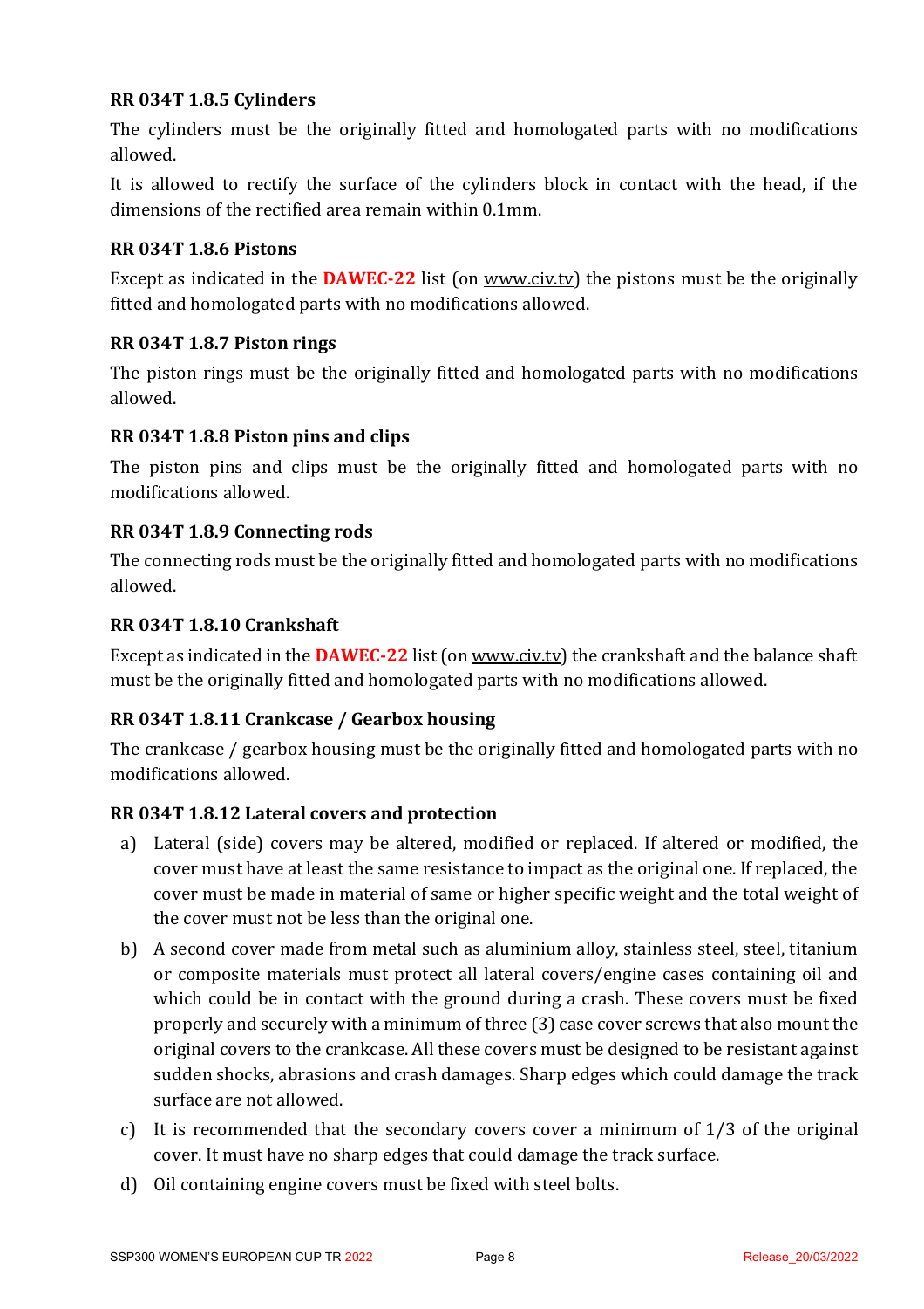### RR 034T 1.8.5 Cylinders

The cylinders must be the originally fitted and homologated parts with no modifications allowed.

It is allowed to rectify the surface of the cylinders block in contact with the head, if the dimensions of the rectified area remain within 0.1mm.

### RR 034T 1.8.6 Pistons

Except as indicated in the **DAWEC-22** list (on www.civ.tv) the pistons must be the originally fitted and homologated parts with no modifications allowed.

### RR 034T 1.8.7 Piston rings

The piston rings must be the originally fitted and homologated parts with no modifications allowed.

### RR 034T 1.8.8 Piston pins and clips

The piston pins and clips must be the originally fitted and homologated parts with no modifications allowed.

### RR 034T 1.8.9 Connecting rods

The connecting rods must be the originally fitted and homologated parts with no modifications allowed.

### RR 034T 1.8.10 Crankshaft

Except as indicated in the **DAWEC-22** list (on www.civ.tv) the crankshaft and the balance shaft must be the originally fitted and homologated parts with no modifications allowed.

### RR 034T 1.8.11 Crankcase / Gearbox housing

The crankcase / gearbox housing must be the originally fitted and homologated parts with no modifications allowed.

### RR 034T 1.8.12 Lateral covers and protection

a) Lateral (side) covers may be altered, modified or replaced. If altered or modified, the cover must have at least the same resistance to impact as the original one. If replaced, the cover must be made in material of same or higher specific weight and the total weight of the cover must not be less than the original one.

b) A second cover made from metal such as aluminium alloy, stainless steel, steel, titanium or composite materials must protect all lateral covers/engine cases containing oil and which could be in contact with the ground during a crash. These covers must be fixed properly and securely with a minimum of three (3) case cover screws that also mount the original covers to the crankcase. All these covers must be designed to be resistant against sudden shocks, abrasions and crash damages. Sharp edges which could damage the track surface are not allowed.

c) It is recommended that the secondary covers cover a minimum of 1/3 of the original cover. It must have no sharp edges that could damage the track surface.

d) Oil containing engine covers must be fixed with steel bolts.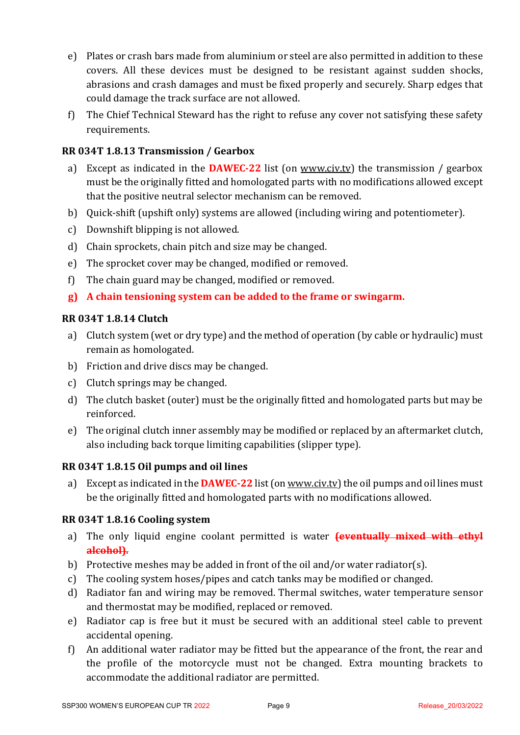e) Plates or crash bars made from aluminium or steel are also permitted in addition to these covers. All these devices must be designed to be resistant against sudden shocks, abrasions and crash damages and must be fixed properly and securely. Sharp edges that could damage the track surface are not allowed.

f) The Chief Technical Steward has the right to refuse any cover not satisfying these safety requirements.

### RR 034T 1.8.13 Transmission / Gearbox

a) Except as indicated in the **DAWEC-22** list (on www.civ.tv) the transmission / gearbox must be the originally fitted and homologated parts with no modifications allowed except that the positive neutral selector mechanism can be removed.

b) Quick-shift (upshift only) systems are allowed (including wiring and potentiometer).

c) Downshift blipping is not allowed.

d) Chain sprockets, chain pitch and size may be changed.

e) The sprocket cover may be changed, modified or removed.

f) The chain guard may be changed, modified or removed.

**g) A chain tensioning system can be added to the frame or swingarm.**

### RR 034T 1.8.14 Clutch

a) Clutch system (wet or dry type) and the method of operation (by cable or hydraulic) must remain as homologated.

b) Friction and drive discs may be changed.

c) Clutch springs may be changed.

d) The clutch basket (outer) must be the originally fitted and homologated parts but may be reinforced.

e) The original clutch inner assembly may be modified or replaced by an aftermarket clutch, also including back torque limiting capabilities (slipper type).

### RR 034T 1.8.15 Oil pumps and oil lines

a) Except as indicated in the **DAWEC-22** list (on www.civ.tv) the oil pumps and oil lines must be the originally fitted and homologated parts with no modifications allowed.

### RR 034T 1.8.16 Cooling system

a) The only liquid engine coolant permitted is water ~~**(eventually mixed with ethyl alcohol).**~~

b) Protective meshes may be added in front of the oil and/or water radiator(s).

c) The cooling system hoses/pipes and catch tanks may be modified or changed.

d) Radiator fan and wiring may be removed. Thermal switches, water temperature sensor and thermostat may be modified, replaced or removed.

e) Radiator cap is free but it must be secured with an additional steel cable to prevent accidental opening.

f) An additional water radiator may be fitted but the appearance of the front, the rear and the profile of the motorcycle must not be changed. Extra mounting brackets to accommodate the additional radiator are permitted.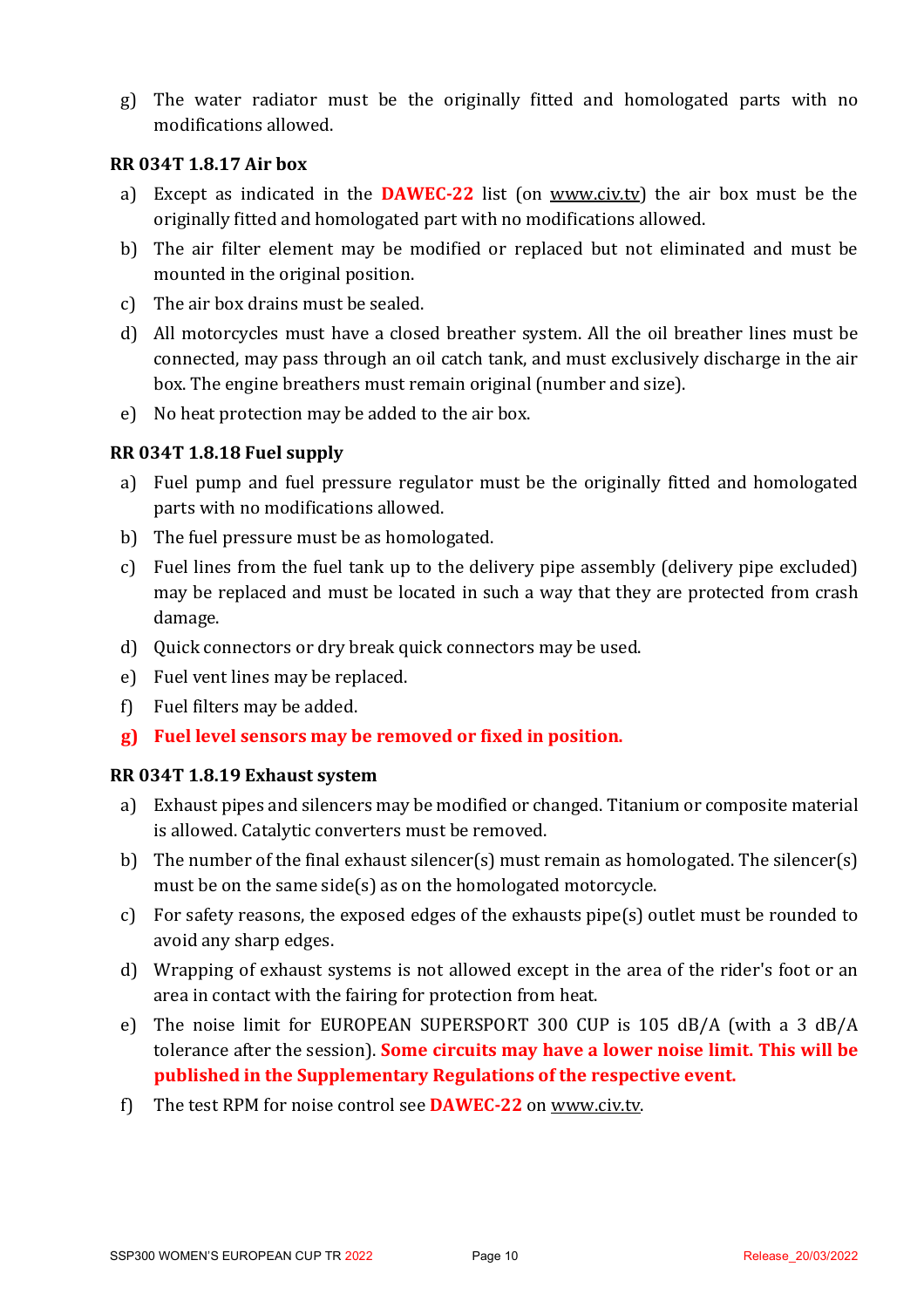g) The water radiator must be the originally fitted and homologated parts with no modifications allowed.

### RR 034T 1.8.17 Air box

a) Except as indicated in the **DAWEC-22** list (on www.civ.tv) the air box must be the originally fitted and homologated part with no modifications allowed.

b) The air filter element may be modified or replaced but not eliminated and must be mounted in the original position.

c) The air box drains must be sealed.

d) All motorcycles must have a closed breather system. All the oil breather lines must be connected, may pass through an oil catch tank, and must exclusively discharge in the air box. The engine breathers must remain original (number and size).

e) No heat protection may be added to the air box.

### RR 034T 1.8.18 Fuel supply

a) Fuel pump and fuel pressure regulator must be the originally fitted and homologated parts with no modifications allowed.

b) The fuel pressure must be as homologated.

c) Fuel lines from the fuel tank up to the delivery pipe assembly (delivery pipe excluded) may be replaced and must be located in such a way that they are protected from crash damage.

d) Quick connectors or dry break quick connectors may be used.

e) Fuel vent lines may be replaced.

f) Fuel filters may be added.

**g) Fuel level sensors may be removed or fixed in position.**

### RR 034T 1.8.19 Exhaust system

a) Exhaust pipes and silencers may be modified or changed. Titanium or composite material is allowed. Catalytic converters must be removed.

b) The number of the final exhaust silencer(s) must remain as homologated. The silencer(s) must be on the same side(s) as on the homologated motorcycle.

c) For safety reasons, the exposed edges of the exhausts pipe(s) outlet must be rounded to avoid any sharp edges.

d) Wrapping of exhaust systems is not allowed except in the area of the rider's foot or an area in contact with the fairing for protection from heat.

e) The noise limit for EUROPEAN SUPERSPORT 300 CUP is 105 dB/A (with a 3 dB/A tolerance after the session). **Some circuits may have a lower noise limit. This will be published in the Supplementary Regulations of the respective event.**

f) The test RPM for noise control see **DAWEC-22** on www.civ.tv.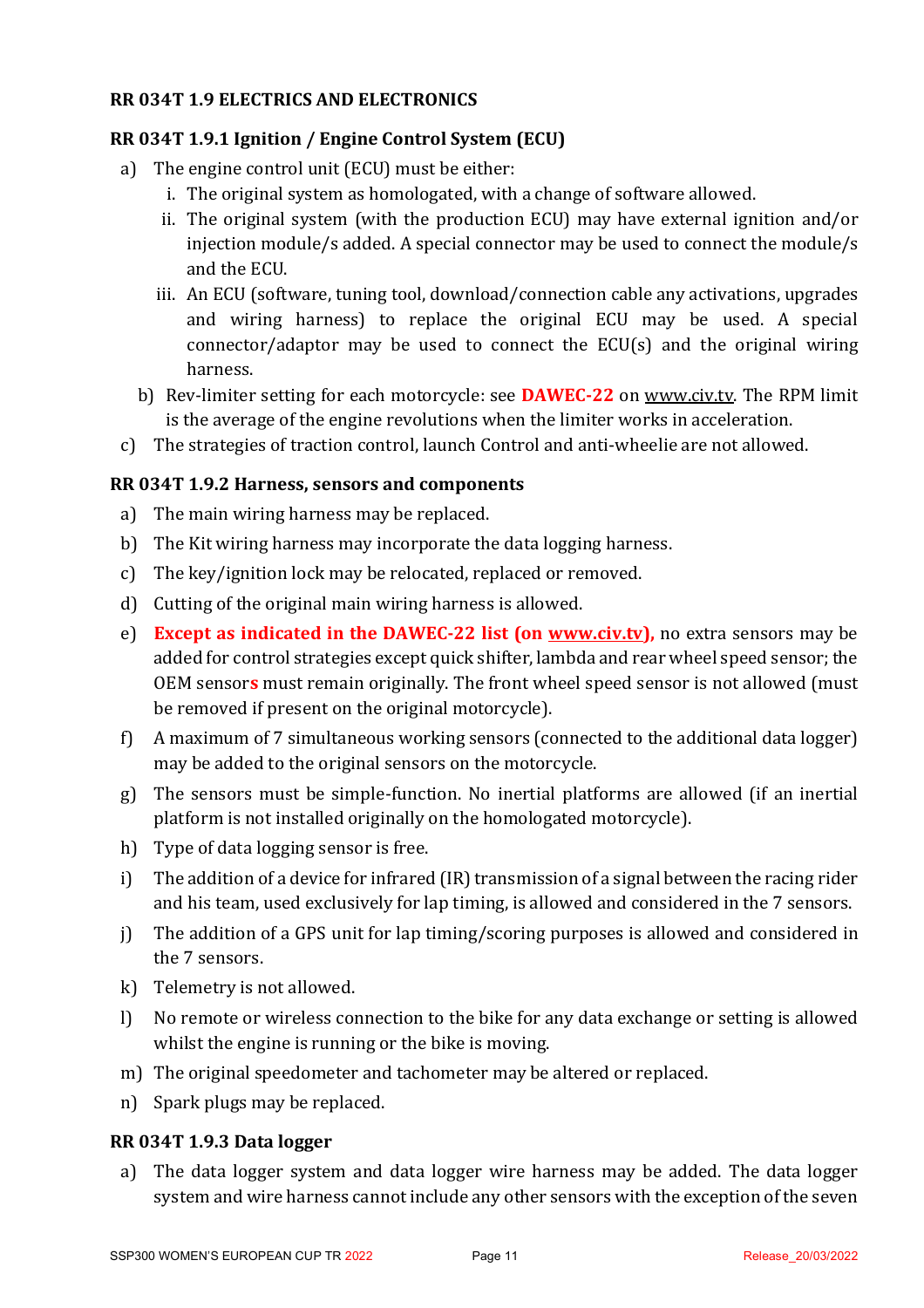**RR 034T 1.9 ELECTRICS AND ELECTRONICS**

**RR 034T 1.9.1 Ignition / Engine Control System (ECU)**

a) The engine control unit (ECU) must be either:
   i. The original system as homologated, with a change of software allowed.
   ii. The original system (with the production ECU) may have external ignition and/or injection module/s added. A special connector may be used to connect the module/s and the ECU.
   iii. An ECU (software, tuning tool, download/connection cable any activations, upgrades and wiring harness) to replace the original ECU may be used. A special connector/adaptor may be used to connect the ECU(s) and the original wiring harness.

b) Rev-limiter setting for each motorcycle: see **DAWEC-22** on www.civ.tv. The RPM limit is the average of the engine revolutions when the limiter works in acceleration.

c) The strategies of traction control, launch Control and anti-wheelie are not allowed.

**RR 034T 1.9.2 Harness, sensors and components**

a) The main wiring harness may be replaced.

b) The Kit wiring harness may incorporate the data logging harness.

c) The key/ignition lock may be relocated, replaced or removed.

d) Cutting of the original main wiring harness is allowed.

e) **Except as indicated in the DAWEC-22 list (on www.civ.tv),** no extra sensors may be added for control strategies except quick shifter, lambda and rear wheel speed sensor; the OEM sensors must remain originally. The front wheel speed sensor is not allowed (must be removed if present on the original motorcycle).

f) A maximum of 7 simultaneous working sensors (connected to the additional data logger) may be added to the original sensors on the motorcycle.

g) The sensors must be simple-function. No inertial platforms are allowed (if an inertial platform is not installed originally on the homologated motorcycle).

h) Type of data logging sensor is free.

i) The addition of a device for infrared (IR) transmission of a signal between the racing rider and his team, used exclusively for lap timing, is allowed and considered in the 7 sensors.

j) The addition of a GPS unit for lap timing/scoring purposes is allowed and considered in the 7 sensors.

k) Telemetry is not allowed.

l) No remote or wireless connection to the bike for any data exchange or setting is allowed whilst the engine is running or the bike is moving.

m) The original speedometer and tachometer may be altered or replaced.

n) Spark plugs may be replaced.

**RR 034T 1.9.3 Data logger**

a) The data logger system and data logger wire harness may be added. The data logger system and wire harness cannot include any other sensors with the exception of the seven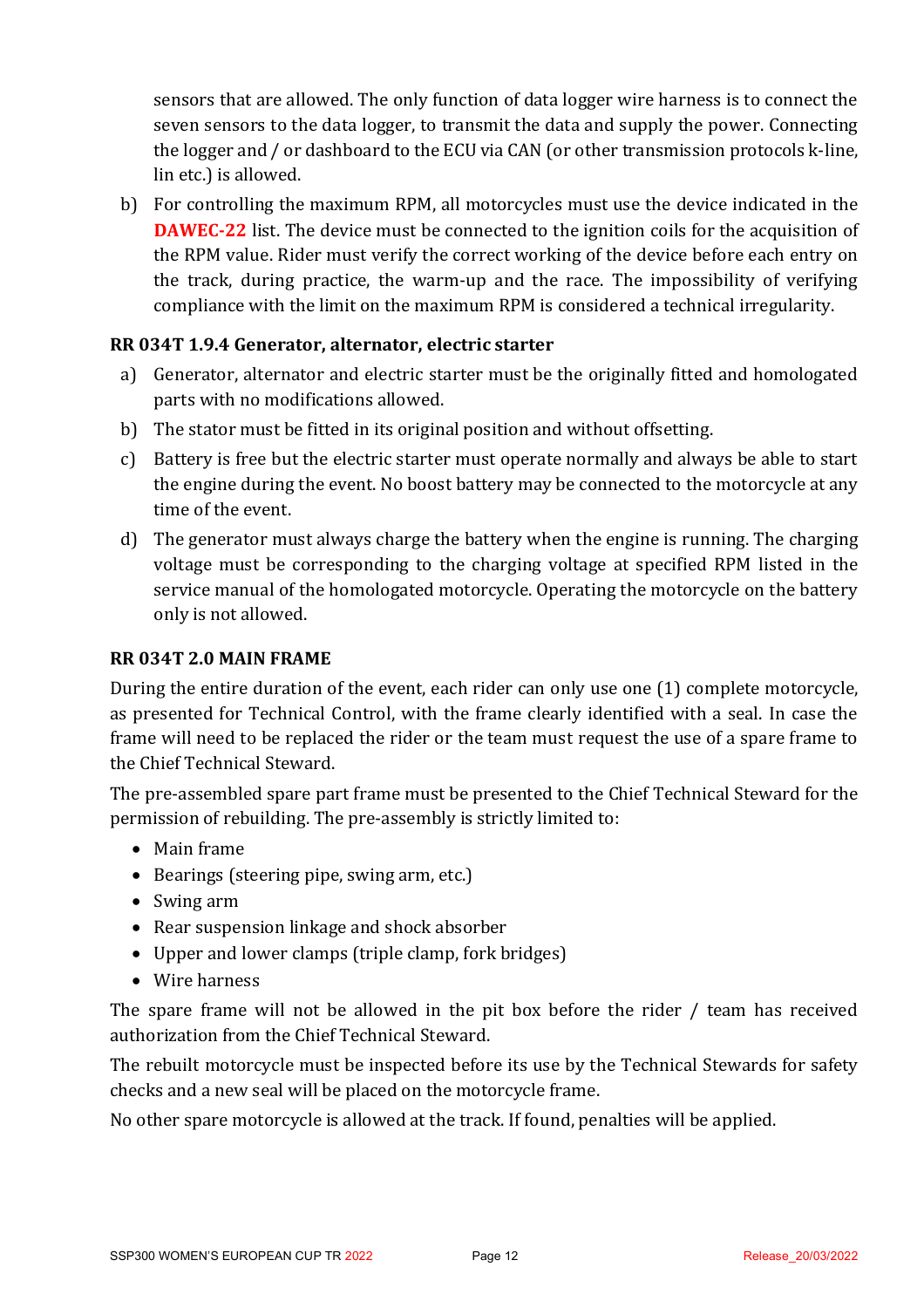sensors that are allowed. The only function of data logger wire harness is to connect the seven sensors to the data logger, to transmit the data and supply the power. Connecting the logger and / or dashboard to the ECU via CAN (or other transmission protocols k-line, lin etc.) is allowed.

b) For controlling the maximum RPM, all motorcycles must use the device indicated in the **DAWEC-22** list. The device must be connected to the ignition coils for the acquisition of the RPM value. Rider must verify the correct working of the device before each entry on the track, during practice, the warm-up and the race. The impossibility of verifying compliance with the limit on the maximum RPM is considered a technical irregularity.

### RR 034T 1.9.4 Generator, alternator, electric starter

a) Generator, alternator and electric starter must be the originally fitted and homologated parts with no modifications allowed.

b) The stator must be fitted in its original position and without offsetting.

c) Battery is free but the electric starter must operate normally and always be able to start the engine during the event. No boost battery may be connected to the motorcycle at any time of the event.

d) The generator must always charge the battery when the engine is running. The charging voltage must be corresponding to the charging voltage at specified RPM listed in the service manual of the homologated motorcycle. Operating the motorcycle on the battery only is not allowed.

### RR 034T 2.0 MAIN FRAME

During the entire duration of the event, each rider can only use one (1) complete motorcycle, as presented for Technical Control, with the frame clearly identified with a seal. In case the frame will need to be replaced the rider or the team must request the use of a spare frame to the Chief Technical Steward.

The pre-assembled spare part frame must be presented to the Chief Technical Steward for the permission of rebuilding. The pre-assembly is strictly limited to:

- Main frame
- Bearings (steering pipe, swing arm, etc.)
- Swing arm
- Rear suspension linkage and shock absorber
- Upper and lower clamps (triple clamp, fork bridges)
- Wire harness

The spare frame will not be allowed in the pit box before the rider / team has received authorization from the Chief Technical Steward.

The rebuilt motorcycle must be inspected before its use by the Technical Stewards for safety checks and a new seal will be placed on the motorcycle frame.

No other spare motorcycle is allowed at the track. If found, penalties will be applied.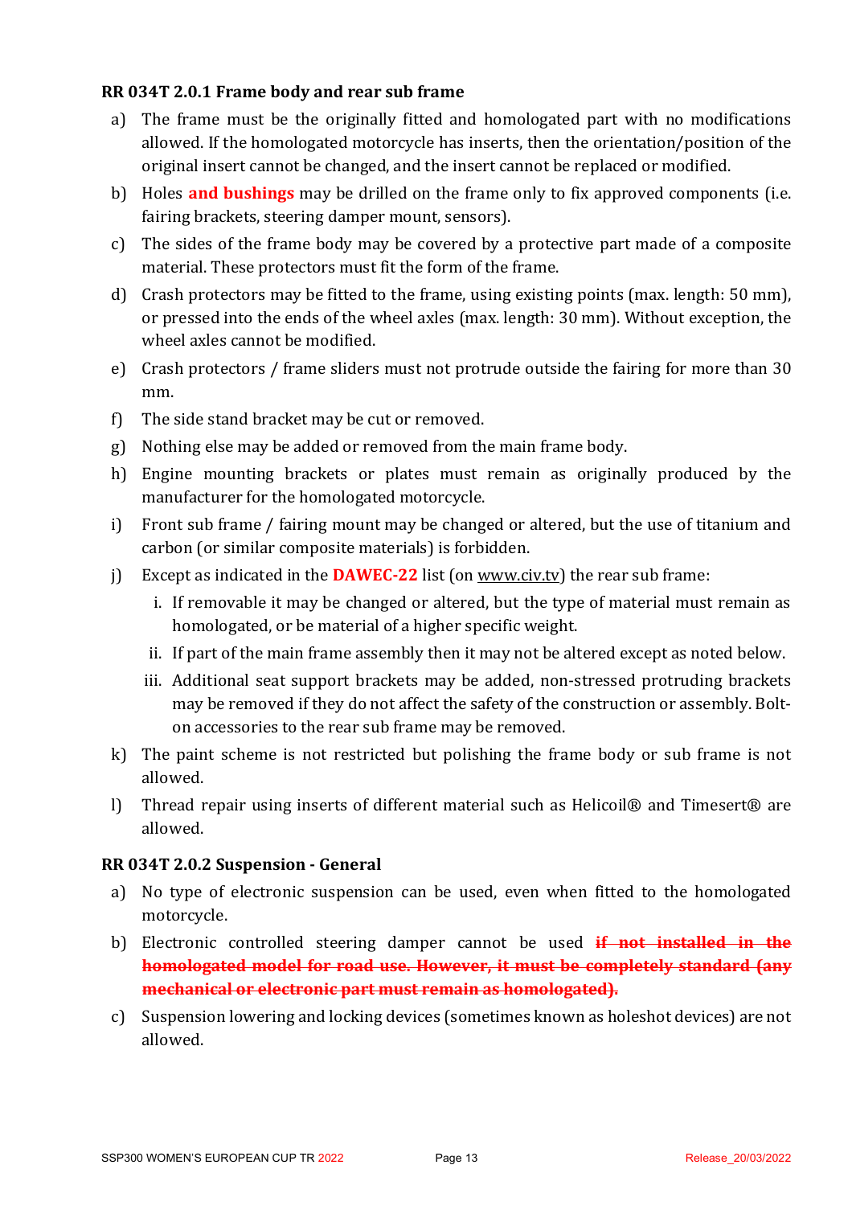### RR 034T 2.0.1 Frame body and rear sub frame

a) The frame must be the originally fitted and homologated part with no modifications allowed. If the homologated motorcycle has inserts, then the orientation/position of the original insert cannot be changed, and the insert cannot be replaced or modified.

b) Holes **and bushings** may be drilled on the frame only to fix approved components (i.e. fairing brackets, steering damper mount, sensors).

c) The sides of the frame body may be covered by a protective part made of a composite material. These protectors must fit the form of the frame.

d) Crash protectors may be fitted to the frame, using existing points (max. length: 50 mm), or pressed into the ends of the wheel axles (max. length: 30 mm). Without exception, the wheel axles cannot be modified.

e) Crash protectors / frame sliders must not protrude outside the fairing for more than 30 mm.

f) The side stand bracket may be cut or removed.

g) Nothing else may be added or removed from the main frame body.

h) Engine mounting brackets or plates must remain as originally produced by the manufacturer for the homologated motorcycle.

i) Front sub frame / fairing mount may be changed or altered, but the use of titanium and carbon (or similar composite materials) is forbidden.

j) Except as indicated in the **DAWEC-22** list (on www.civ.tv) the rear sub frame:

   i. If removable it may be changed or altered, but the type of material must remain as homologated, or be material of a higher specific weight.

   ii. If part of the main frame assembly then it may not be altered except as noted below.

   iii. Additional seat support brackets may be added, non-stressed protruding brackets may be removed if they do not affect the safety of the construction or assembly. Bolt-on accessories to the rear sub frame may be removed.

k) The paint scheme is not restricted but polishing the frame body or sub frame is not allowed.

l) Thread repair using inserts of different material such as Helicoil® and Timesert® are allowed.

### RR 034T 2.0.2 Suspension - General

a) No type of electronic suspension can be used, even when fitted to the homologated motorcycle.

b) Electronic controlled steering damper cannot be used ~~**if not installed in the homologated model for road use. However, it must be completely standard (any mechanical or electronic part must remain as homologated).**~~

c) Suspension lowering and locking devices (sometimes known as holeshot devices) are not allowed.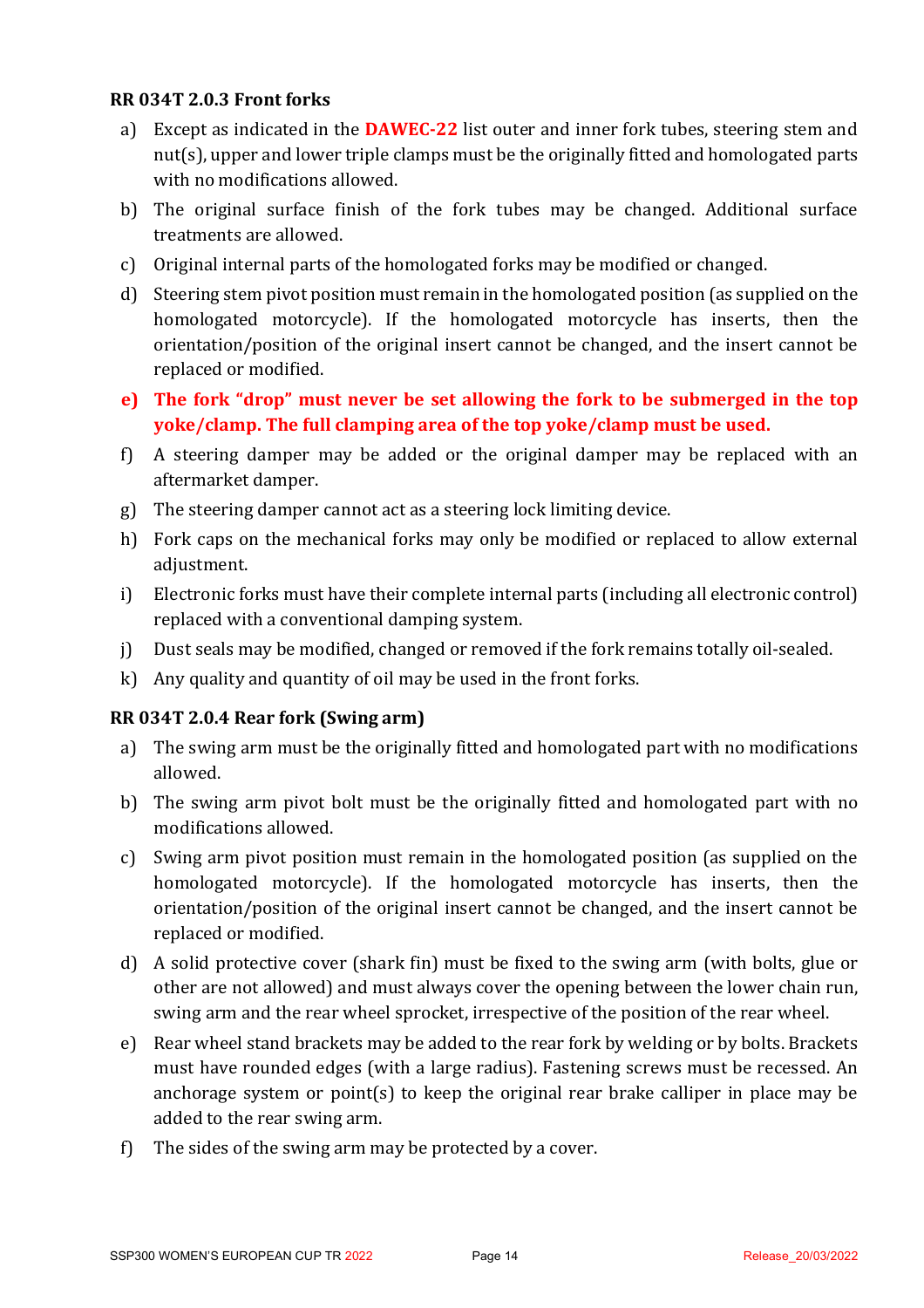### RR 034T 2.0.3 Front forks

a) Except as indicated in the **DAWEC-22** list outer and inner fork tubes, steering stem and nut(s), upper and lower triple clamps must be the originally fitted and homologated parts with no modifications allowed.

b) The original surface finish of the fork tubes may be changed. Additional surface treatments are allowed.

c) Original internal parts of the homologated forks may be modified or changed.

d) Steering stem pivot position must remain in the homologated position (as supplied on the homologated motorcycle). If the homologated motorcycle has inserts, then the orientation/position of the original insert cannot be changed, and the insert cannot be replaced or modified.

**e) The fork "drop" must never be set allowing the fork to be submerged in the top yoke/clamp. The full clamping area of the top yoke/clamp must be used.**

f) A steering damper may be added or the original damper may be replaced with an aftermarket damper.

g) The steering damper cannot act as a steering lock limiting device.

h) Fork caps on the mechanical forks may only be modified or replaced to allow external adjustment.

i) Electronic forks must have their complete internal parts (including all electronic control) replaced with a conventional damping system.

j) Dust seals may be modified, changed or removed if the fork remains totally oil-sealed.

k) Any quality and quantity of oil may be used in the front forks.

### RR 034T 2.0.4 Rear fork (Swing arm)

a) The swing arm must be the originally fitted and homologated part with no modifications allowed.

b) The swing arm pivot bolt must be the originally fitted and homologated part with no modifications allowed.

c) Swing arm pivot position must remain in the homologated position (as supplied on the homologated motorcycle). If the homologated motorcycle has inserts, then the orientation/position of the original insert cannot be changed, and the insert cannot be replaced or modified.

d) A solid protective cover (shark fin) must be fixed to the swing arm (with bolts, glue or other are not allowed) and must always cover the opening between the lower chain run, swing arm and the rear wheel sprocket, irrespective of the position of the rear wheel.

e) Rear wheel stand brackets may be added to the rear fork by welding or by bolts. Brackets must have rounded edges (with a large radius). Fastening screws must be recessed. An anchorage system or point(s) to keep the original rear brake calliper in place may be added to the rear swing arm.

f) The sides of the swing arm may be protected by a cover.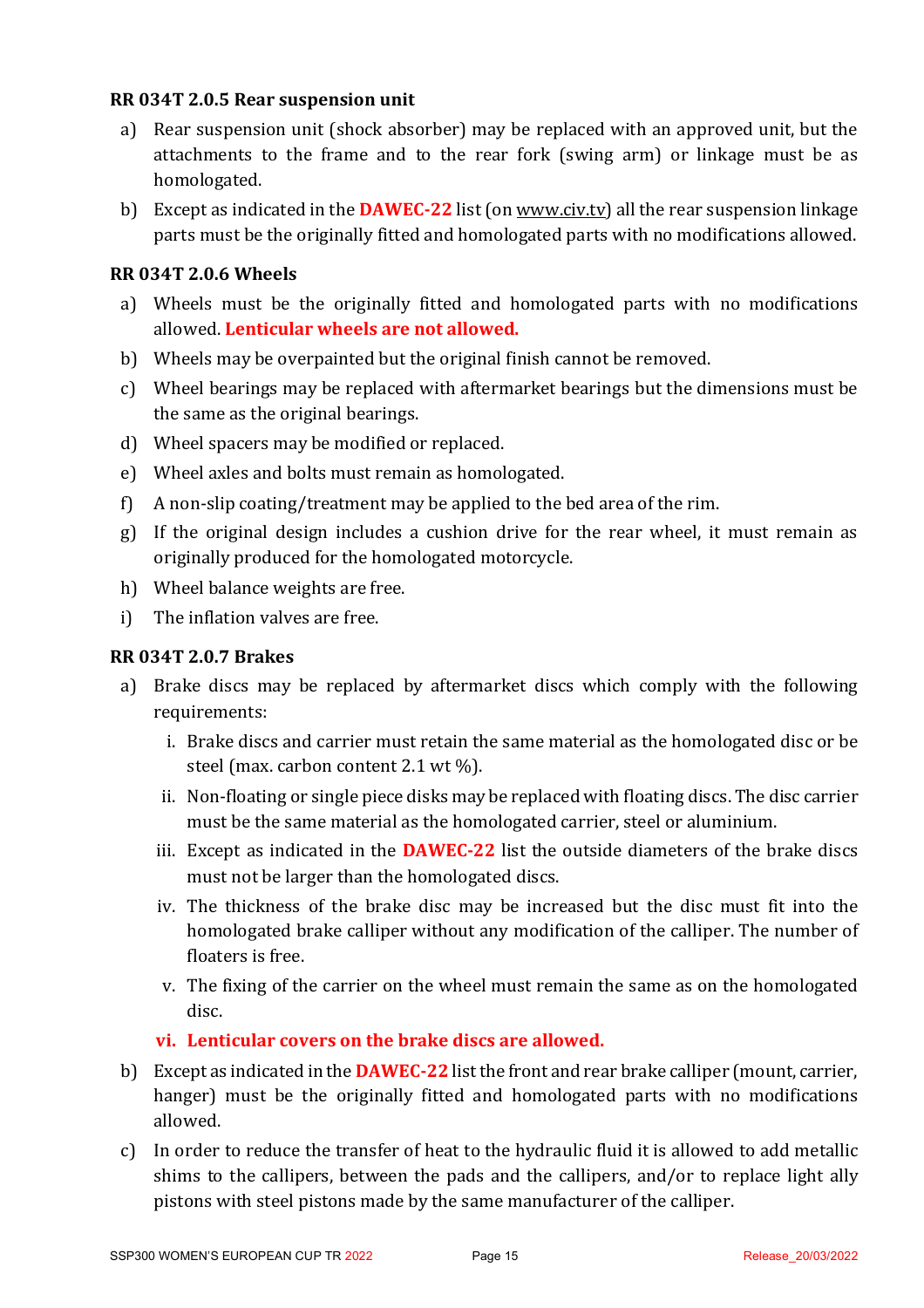### RR 034T 2.0.5 Rear suspension unit

a) Rear suspension unit (shock absorber) may be replaced with an approved unit, but the attachments to the frame and to the rear fork (swing arm) or linkage must be as homologated.

b) Except as indicated in the **DAWEC-22** list (on www.civ.tv) all the rear suspension linkage parts must be the originally fitted and homologated parts with no modifications allowed.

### RR 034T 2.0.6 Wheels

a) Wheels must be the originally fitted and homologated parts with no modifications allowed. **Lenticular wheels are not allowed.**

b) Wheels may be overpainted but the original finish cannot be removed.

c) Wheel bearings may be replaced with aftermarket bearings but the dimensions must be the same as the original bearings.

d) Wheel spacers may be modified or replaced.

e) Wheel axles and bolts must remain as homologated.

f) A non-slip coating/treatment may be applied to the bed area of the rim.

g) If the original design includes a cushion drive for the rear wheel, it must remain as originally produced for the homologated motorcycle.

h) Wheel balance weights are free.

i) The inflation valves are free.

### RR 034T 2.0.7 Brakes

a) Brake discs may be replaced by aftermarket discs which comply with the following requirements:

   i. Brake discs and carrier must retain the same material as the homologated disc or be steel (max. carbon content 2.1 wt %).

   ii. Non-floating or single piece disks may be replaced with floating discs. The disc carrier must be the same material as the homologated carrier, steel or aluminium.

   iii. Except as indicated in the **DAWEC-22** list the outside diameters of the brake discs must not be larger than the homologated discs.

   iv. The thickness of the brake disc may be increased but the disc must fit into the homologated brake calliper without any modification of the calliper. The number of floaters is free.

   v. The fixing of the carrier on the wheel must remain the same as on the homologated disc.

   **vi. Lenticular covers on the brake discs are allowed.**

b) Except as indicated in the **DAWEC-22** list the front and rear brake calliper (mount, carrier, hanger) must be the originally fitted and homologated parts with no modifications allowed.

c) In order to reduce the transfer of heat to the hydraulic fluid it is allowed to add metallic shims to the callipers, between the pads and the callipers, and/or to replace light ally pistons with steel pistons made by the same manufacturer of the calliper.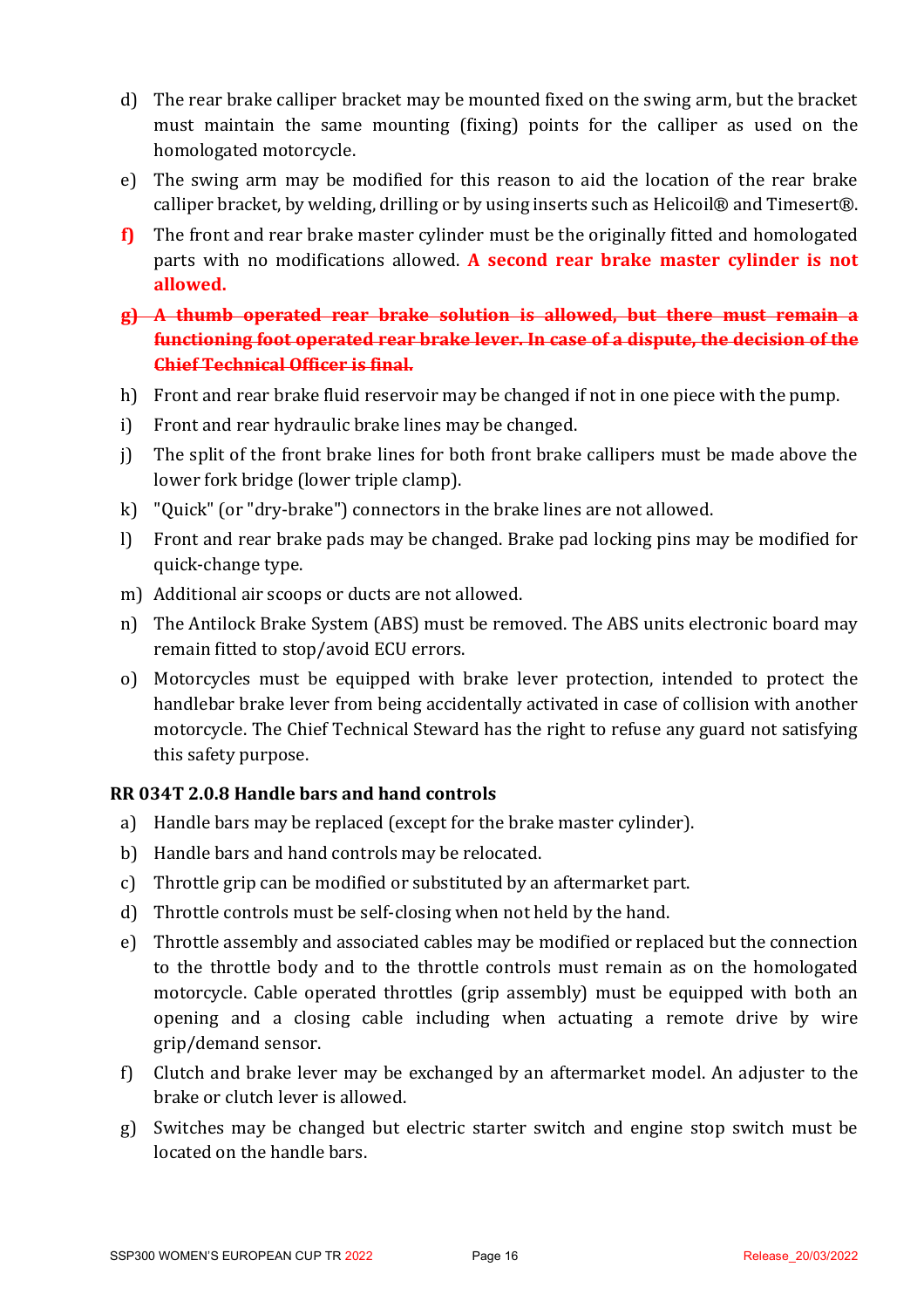d) The rear brake calliper bracket may be mounted fixed on the swing arm, but the bracket must maintain the same mounting (fixing) points for the calliper as used on the homologated motorcycle.

e) The swing arm may be modified for this reason to aid the location of the rear brake calliper bracket, by welding, drilling or by using inserts such as Helicoil® and Timesert®.

f) The front and rear brake master cylinder must be the originally fitted and homologated parts with no modifications allowed. **A second rear brake master cylinder is not allowed.**

~~**g) A thumb operated rear brake solution is allowed, but there must remain a functioning foot operated rear brake lever. In case of a dispute, the decision of the Chief Technical Officer is final.**~~

h) Front and rear brake fluid reservoir may be changed if not in one piece with the pump.

i) Front and rear hydraulic brake lines may be changed.

j) The split of the front brake lines for both front brake callipers must be made above the lower fork bridge (lower triple clamp).

k) "Quick" (or "dry-brake") connectors in the brake lines are not allowed.

l) Front and rear brake pads may be changed. Brake pad locking pins may be modified for quick-change type.

m) Additional air scoops or ducts are not allowed.

n) The Antilock Brake System (ABS) must be removed. The ABS units electronic board may remain fitted to stop/avoid ECU errors.

o) Motorcycles must be equipped with brake lever protection, intended to protect the handlebar brake lever from being accidentally activated in case of collision with another motorcycle. The Chief Technical Steward has the right to refuse any guard not satisfying this safety purpose.

### RR 034T 2.0.8 Handle bars and hand controls

a) Handle bars may be replaced (except for the brake master cylinder).

b) Handle bars and hand controls may be relocated.

c) Throttle grip can be modified or substituted by an aftermarket part.

d) Throttle controls must be self-closing when not held by the hand.

e) Throttle assembly and associated cables may be modified or replaced but the connection to the throttle body and to the throttle controls must remain as on the homologated motorcycle. Cable operated throttles (grip assembly) must be equipped with both an opening and a closing cable including when actuating a remote drive by wire grip/demand sensor.

f) Clutch and brake lever may be exchanged by an aftermarket model. An adjuster to the brake or clutch lever is allowed.

g) Switches may be changed but electric starter switch and engine stop switch must be located on the handle bars.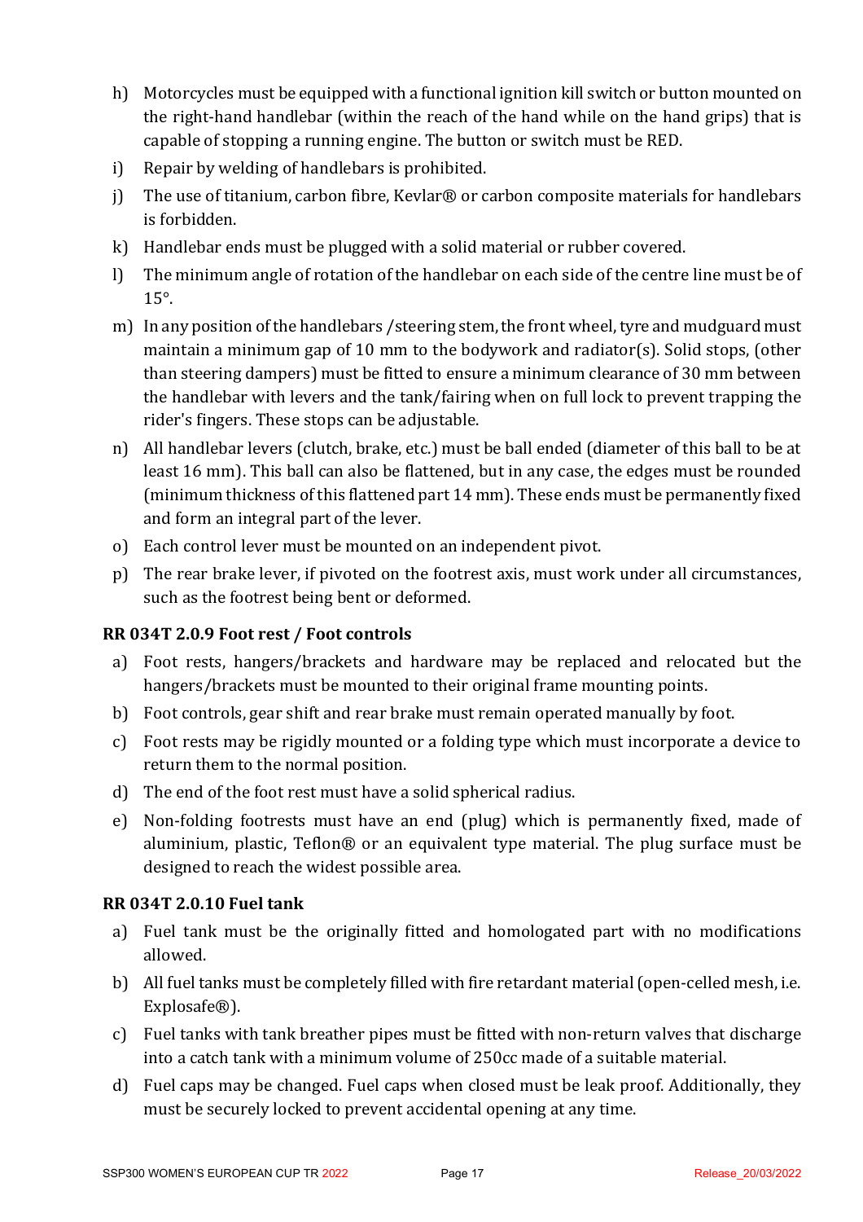h) Motorcycles must be equipped with a functional ignition kill switch or button mounted on the right-hand handlebar (within the reach of the hand while on the hand grips) that is capable of stopping a running engine. The button or switch must be RED.

i) Repair by welding of handlebars is prohibited.

j) The use of titanium, carbon fibre, Kevlar® or carbon composite materials for handlebars is forbidden.

k) Handlebar ends must be plugged with a solid material or rubber covered.

l) The minimum angle of rotation of the handlebar on each side of the centre line must be of 15°.

m) In any position of the handlebars /steering stem, the front wheel, tyre and mudguard must maintain a minimum gap of 10 mm to the bodywork and radiator(s). Solid stops, (other than steering dampers) must be fitted to ensure a minimum clearance of 30 mm between the handlebar with levers and the tank/fairing when on full lock to prevent trapping the rider's fingers. These stops can be adjustable.

n) All handlebar levers (clutch, brake, etc.) must be ball ended (diameter of this ball to be at least 16 mm). This ball can also be flattened, but in any case, the edges must be rounded (minimum thickness of this flattened part 14 mm). These ends must be permanently fixed and form an integral part of the lever.

o) Each control lever must be mounted on an independent pivot.

p) The rear brake lever, if pivoted on the footrest axis, must work under all circumstances, such as the footrest being bent or deformed.

### RR 034T 2.0.9 Foot rest / Foot controls

a) Foot rests, hangers/brackets and hardware may be replaced and relocated but the hangers/brackets must be mounted to their original frame mounting points.

b) Foot controls, gear shift and rear brake must remain operated manually by foot.

c) Foot rests may be rigidly mounted or a folding type which must incorporate a device to return them to the normal position.

d) The end of the foot rest must have a solid spherical radius.

e) Non-folding footrests must have an end (plug) which is permanently fixed, made of aluminium, plastic, Teflon® or an equivalent type material. The plug surface must be designed to reach the widest possible area.

### RR 034T 2.0.10 Fuel tank

a) Fuel tank must be the originally fitted and homologated part with no modifications allowed.

b) All fuel tanks must be completely filled with fire retardant material (open-celled mesh, i.e. Explosafe®).

c) Fuel tanks with tank breather pipes must be fitted with non-return valves that discharge into a catch tank with a minimum volume of 250cc made of a suitable material.

d) Fuel caps may be changed. Fuel caps when closed must be leak proof. Additionally, they must be securely locked to prevent accidental opening at any time.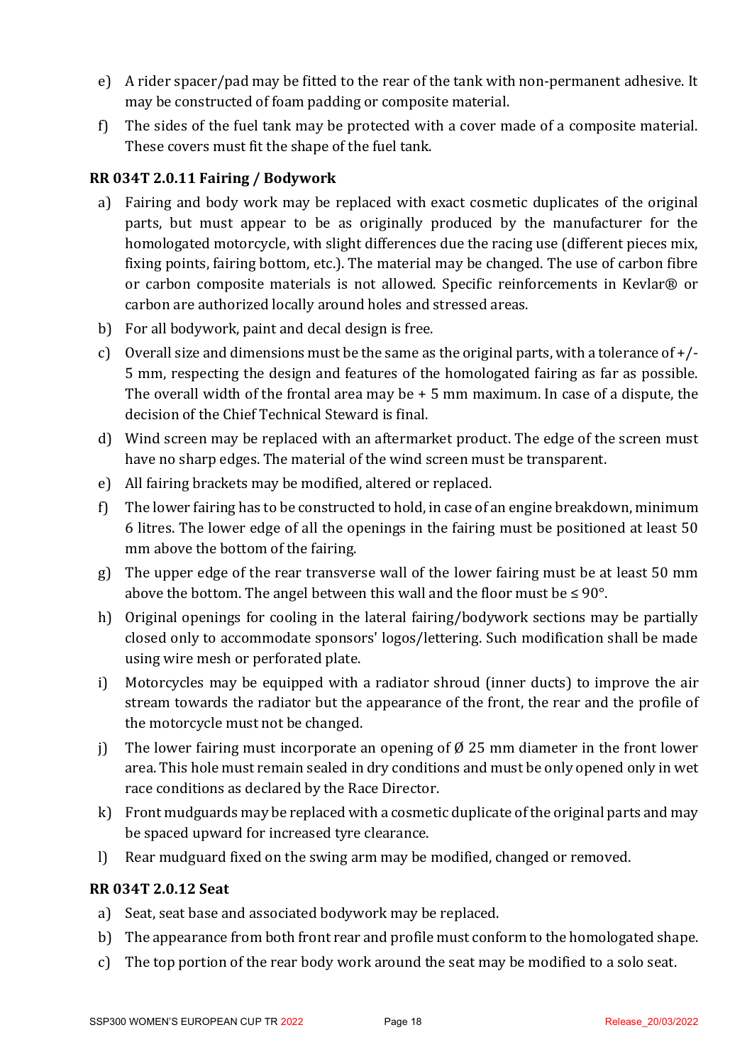e) A rider spacer/pad may be fitted to the rear of the tank with non-permanent adhesive. It may be constructed of foam padding or composite material.

f) The sides of the fuel tank may be protected with a cover made of a composite material. These covers must fit the shape of the fuel tank.

### RR 034T 2.0.11 Fairing / Bodywork

a) Fairing and body work may be replaced with exact cosmetic duplicates of the original parts, but must appear to be as originally produced by the manufacturer for the homologated motorcycle, with slight differences due the racing use (different pieces mix, fixing points, fairing bottom, etc.). The material may be changed. The use of carbon fibre or carbon composite materials is not allowed. Specific reinforcements in Kevlar® or carbon are authorized locally around holes and stressed areas.

b) For all bodywork, paint and decal design is free.

c) Overall size and dimensions must be the same as the original parts, with a tolerance of +/- 5 mm, respecting the design and features of the homologated fairing as far as possible. The overall width of the frontal area may be + 5 mm maximum. In case of a dispute, the decision of the Chief Technical Steward is final.

d) Wind screen may be replaced with an aftermarket product. The edge of the screen must have no sharp edges. The material of the wind screen must be transparent.

e) All fairing brackets may be modified, altered or replaced.

f) The lower fairing has to be constructed to hold, in case of an engine breakdown, minimum 6 litres. The lower edge of all the openings in the fairing must be positioned at least 50 mm above the bottom of the fairing.

g) The upper edge of the rear transverse wall of the lower fairing must be at least 50 mm above the bottom. The angel between this wall and the floor must be ≤ 90°.

h) Original openings for cooling in the lateral fairing/bodywork sections may be partially closed only to accommodate sponsors' logos/lettering. Such modification shall be made using wire mesh or perforated plate.

i) Motorcycles may be equipped with a radiator shroud (inner ducts) to improve the air stream towards the radiator but the appearance of the front, the rear and the profile of the motorcycle must not be changed.

j) The lower fairing must incorporate an opening of Ø 25 mm diameter in the front lower area. This hole must remain sealed in dry conditions and must be only opened only in wet race conditions as declared by the Race Director.

k) Front mudguards may be replaced with a cosmetic duplicate of the original parts and may be spaced upward for increased tyre clearance.

l) Rear mudguard fixed on the swing arm may be modified, changed or removed.

### RR 034T 2.0.12 Seat

a) Seat, seat base and associated bodywork may be replaced.

b) The appearance from both front rear and profile must conform to the homologated shape.

c) The top portion of the rear body work around the seat may be modified to a solo seat.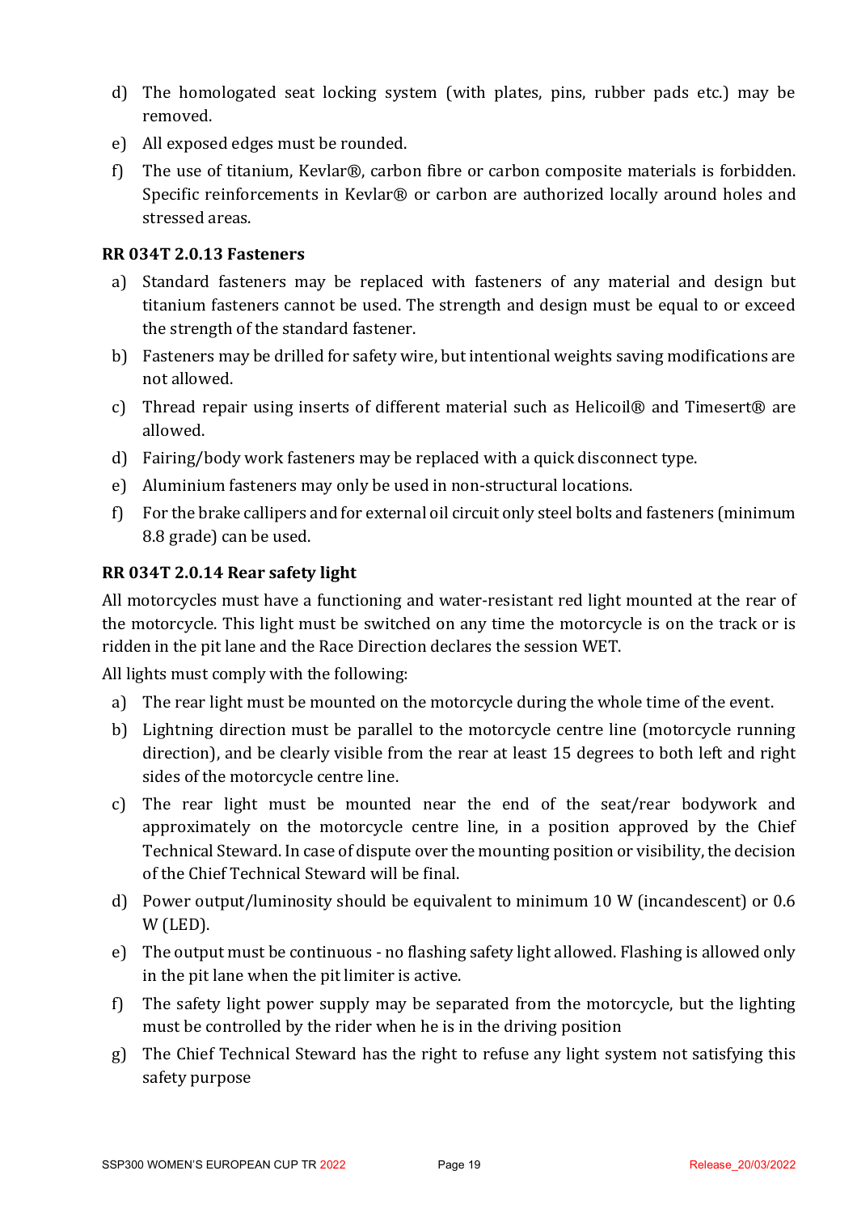d) The homologated seat locking system (with plates, pins, rubber pads etc.) may be removed.

e) All exposed edges must be rounded.

f) The use of titanium, Kevlar®, carbon fibre or carbon composite materials is forbidden. Specific reinforcements in Kevlar® or carbon are authorized locally around holes and stressed areas.

### RR 034T 2.0.13 Fasteners

a) Standard fasteners may be replaced with fasteners of any material and design but titanium fasteners cannot be used. The strength and design must be equal to or exceed the strength of the standard fastener.

b) Fasteners may be drilled for safety wire, but intentional weights saving modifications are not allowed.

c) Thread repair using inserts of different material such as Helicoil® and Timesert® are allowed.

d) Fairing/body work fasteners may be replaced with a quick disconnect type.

e) Aluminium fasteners may only be used in non-structural locations.

f) For the brake callipers and for external oil circuit only steel bolts and fasteners (minimum 8.8 grade) can be used.

### RR 034T 2.0.14 Rear safety light

All motorcycles must have a functioning and water-resistant red light mounted at the rear of the motorcycle. This light must be switched on any time the motorcycle is on the track or is ridden in the pit lane and the Race Direction declares the session WET.

All lights must comply with the following:

a) The rear light must be mounted on the motorcycle during the whole time of the event.

b) Lightning direction must be parallel to the motorcycle centre line (motorcycle running direction), and be clearly visible from the rear at least 15 degrees to both left and right sides of the motorcycle centre line.

c) The rear light must be mounted near the end of the seat/rear bodywork and approximately on the motorcycle centre line, in a position approved by the Chief Technical Steward. In case of dispute over the mounting position or visibility, the decision of the Chief Technical Steward will be final.

d) Power output/luminosity should be equivalent to minimum 10 W (incandescent) or 0.6 W (LED).

e) The output must be continuous - no flashing safety light allowed. Flashing is allowed only in the pit lane when the pit limiter is active.

f) The safety light power supply may be separated from the motorcycle, but the lighting must be controlled by the rider when he is in the driving position

g) The Chief Technical Steward has the right to refuse any light system not satisfying this safety purpose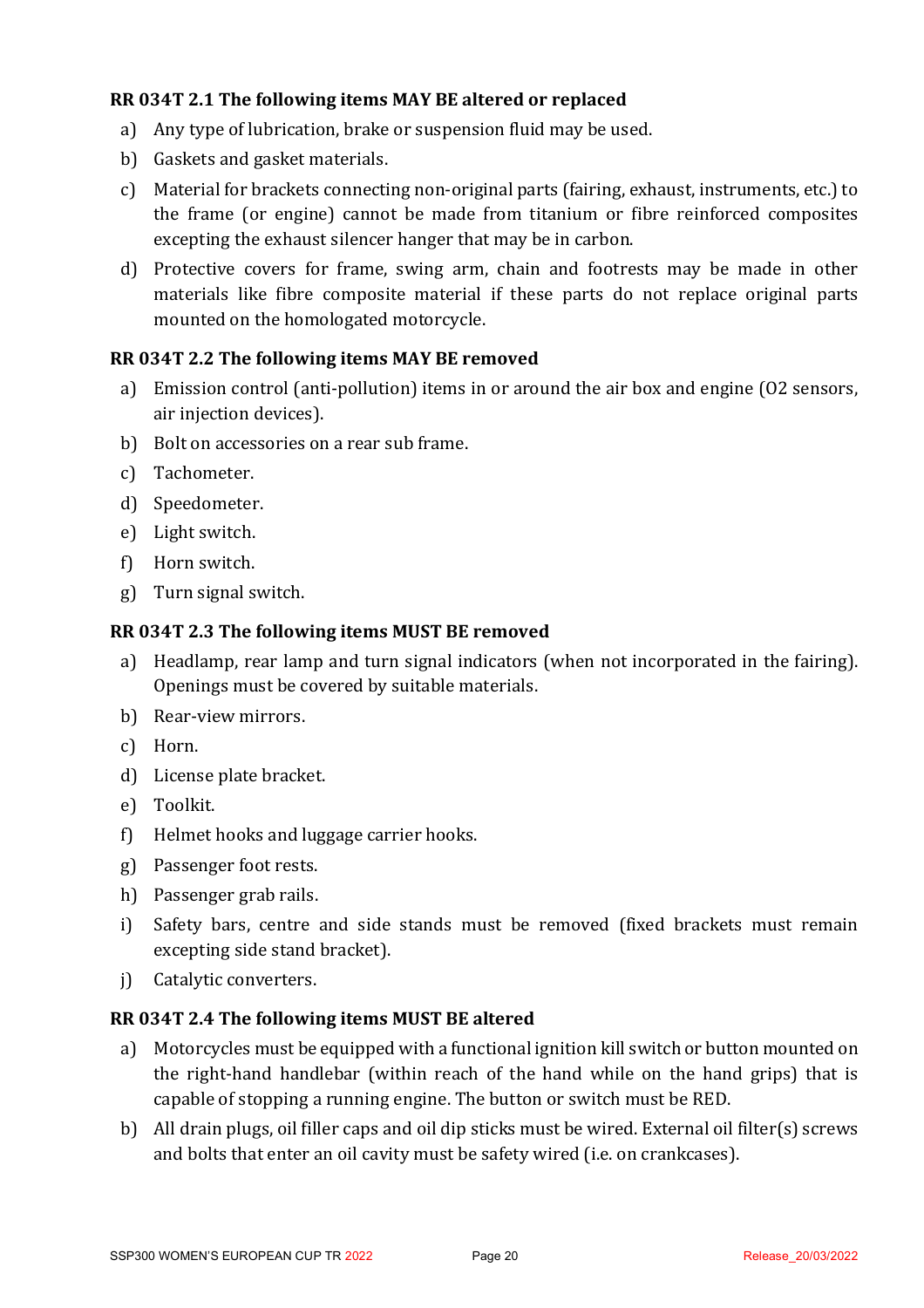**RR 034T 2.1 The following items MAY BE altered or replaced**

a) Any type of lubrication, brake or suspension fluid may be used.

b) Gaskets and gasket materials.

c) Material for brackets connecting non-original parts (fairing, exhaust, instruments, etc.) to the frame (or engine) cannot be made from titanium or fibre reinforced composites excepting the exhaust silencer hanger that may be in carbon.

d) Protective covers for frame, swing arm, chain and footrests may be made in other materials like fibre composite material if these parts do not replace original parts mounted on the homologated motorcycle.

**RR 034T 2.2 The following items MAY BE removed**

a) Emission control (anti-pollution) items in or around the air box and engine (O2 sensors, air injection devices).

b) Bolt on accessories on a rear sub frame.

c) Tachometer.

d) Speedometer.

e) Light switch.

f) Horn switch.

g) Turn signal switch.

**RR 034T 2.3 The following items MUST BE removed**

a) Headlamp, rear lamp and turn signal indicators (when not incorporated in the fairing). Openings must be covered by suitable materials.

b) Rear-view mirrors.

c) Horn.

d) License plate bracket.

e) Toolkit.

f) Helmet hooks and luggage carrier hooks.

g) Passenger foot rests.

h) Passenger grab rails.

i) Safety bars, centre and side stands must be removed (fixed brackets must remain excepting side stand bracket).

j) Catalytic converters.

**RR 034T 2.4 The following items MUST BE altered**

a) Motorcycles must be equipped with a functional ignition kill switch or button mounted on the right-hand handlebar (within reach of the hand while on the hand grips) that is capable of stopping a running engine. The button or switch must be RED.

b) All drain plugs, oil filler caps and oil dip sticks must be wired. External oil filter(s) screws and bolts that enter an oil cavity must be safety wired (i.e. on crankcases).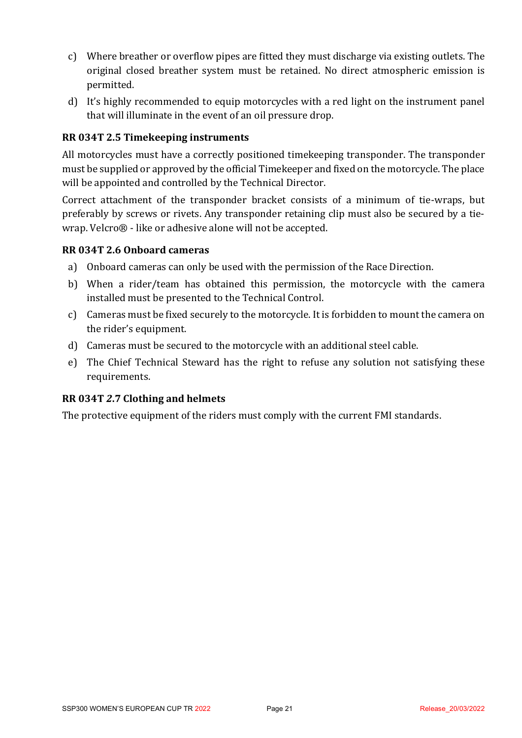c) Where breather or overflow pipes are fitted they must discharge via existing outlets. The original closed breather system must be retained. No direct atmospheric emission is permitted.

d) It's highly recommended to equip motorcycles with a red light on the instrument panel that will illuminate in the event of an oil pressure drop.

### RR 034T 2.5 Timekeeping instruments

All motorcycles must have a correctly positioned timekeeping transponder. The transponder must be supplied or approved by the official Timekeeper and fixed on the motorcycle. The place will be appointed and controlled by the Technical Director.

Correct attachment of the transponder bracket consists of a minimum of tie-wraps, but preferably by screws or rivets. Any transponder retaining clip must also be secured by a tie-wrap. Velcro® - like or adhesive alone will not be accepted.

### RR 034T 2.6 Onboard cameras

a) Onboard cameras can only be used with the permission of the Race Direction.

b) When a rider/team has obtained this permission, the motorcycle with the camera installed must be presented to the Technical Control.

c) Cameras must be fixed securely to the motorcycle. It is forbidden to mount the camera on the rider's equipment.

d) Cameras must be secured to the motorcycle with an additional steel cable.

e) The Chief Technical Steward has the right to refuse any solution not satisfying these requirements.

### RR 034T *2*.7 Clothing and helmets

The protective equipment of the riders must comply with the current FMI standards.